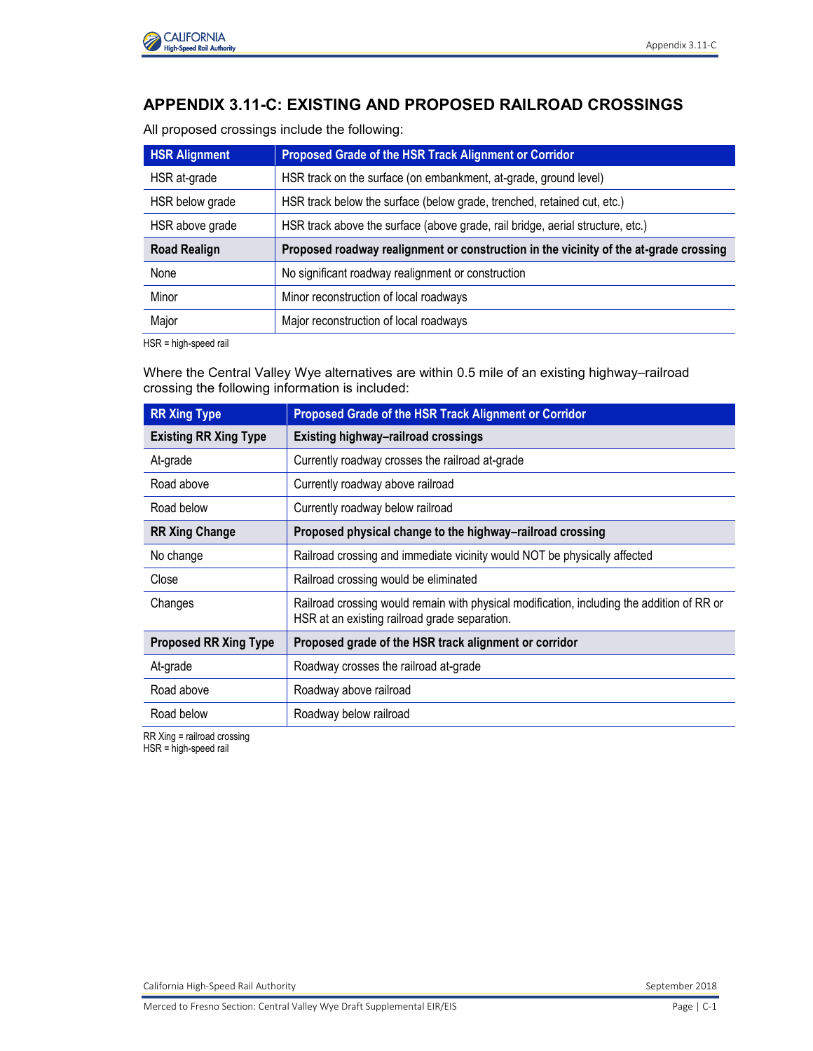# APPENDIX 3.11-C: EXISTING AND PROPOSED RAILROAD CROSSINGS

All proposed crossings include the following:

| HSR Alignment | Proposed Grade of the HSR Track Alignment or Corridor |
|---|---|
| HSR at-grade | HSR track on the surface (on embankment, at-grade, ground level) |
| HSR below grade | HSR track below the surface (below grade, trenched, retained cut, etc.) |
| HSR above grade | HSR track above the surface (above grade, rail bridge, aerial structure, etc.) |
| **Road Realign** | **Proposed roadway realignment or construction in the vicinity of the at-grade crossing** |
| None | No significant roadway realignment or construction |
| Minor | Minor reconstruction of local roadways |
| Major | Major reconstruction of local roadways |

HSR = high-speed rail

Where the Central Valley Wye alternatives are within 0.5 mile of an existing highway–railroad crossing the following information is included:

| RR Xing Type | Proposed Grade of the HSR Track Alignment or Corridor |
|---|---|
| **Existing RR Xing Type** | **Existing highway–railroad crossings** |
| At-grade | Currently roadway crosses the railroad at-grade |
| Road above | Currently roadway above railroad |
| Road below | Currently roadway below railroad |
| **RR Xing Change** | **Proposed physical change to the highway–railroad crossing** |
| No change | Railroad crossing and immediate vicinity would NOT be physically affected |
| Close | Railroad crossing would be eliminated |
| Changes | Railroad crossing would remain with physical modification, including the addition of RR or HSR at an existing railroad grade separation. |
| **Proposed RR Xing Type** | **Proposed grade of the HSR track alignment or corridor** |
| At-grade | Roadway crosses the railroad at-grade |
| Road above | Roadway above railroad |
| Road below | Roadway below railroad |

RR Xing = railroad crossing
HSR = high-speed rail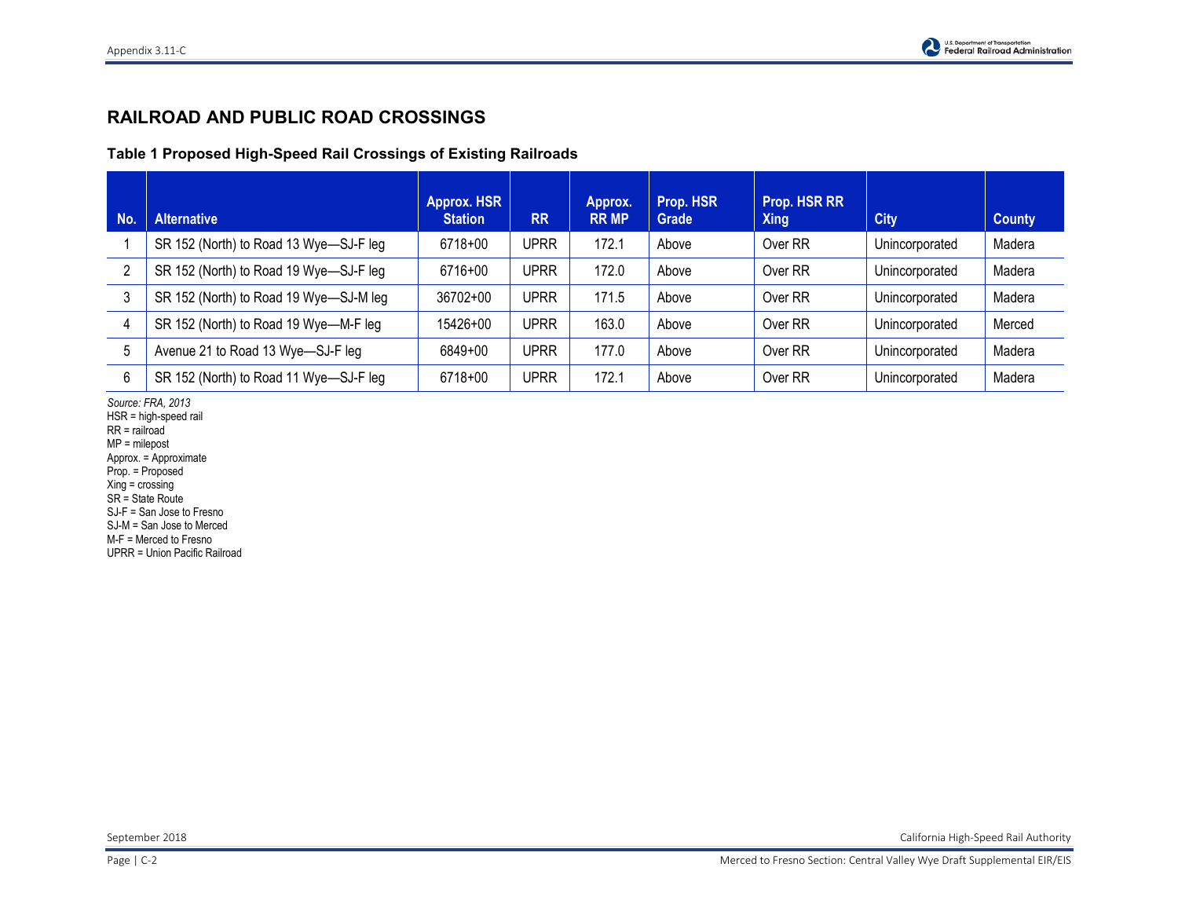## RAILROAD AND PUBLIC ROAD CROSSINGS

### Table 1 Proposed High-Speed Rail Crossings of Existing Railroads

| No. | Alternative | Approx. HSR Station | RR | Approx. RR MP | Prop. HSR Grade | Prop. HSR RR Xing | City | County |
|---|---|---|---|---|---|---|---|---|
| 1 | SR 152 (North) to Road 13 Wye—SJ-F leg | 6718+00 | UPRR | 172.1 | Above | Over RR | Unincorporated | Madera |
| 2 | SR 152 (North) to Road 19 Wye—SJ-F leg | 6716+00 | UPRR | 172.0 | Above | Over RR | Unincorporated | Madera |
| 3 | SR 152 (North) to Road 19 Wye—SJ-M leg | 36702+00 | UPRR | 171.5 | Above | Over RR | Unincorporated | Madera |
| 4 | SR 152 (North) to Road 19 Wye—M-F leg | 15426+00 | UPRR | 163.0 | Above | Over RR | Unincorporated | Merced |
| 5 | Avenue 21 to Road 13 Wye—SJ-F leg | 6849+00 | UPRR | 177.0 | Above | Over RR | Unincorporated | Madera |
| 6 | SR 152 (North) to Road 11 Wye—SJ-F leg | 6718+00 | UPRR | 172.1 | Above | Over RR | Unincorporated | Madera |

*Source: FRA, 2013*
HSR = high-speed rail
RR = railroad
MP = milepost
Approx. = Approximate
Prop. = Proposed
Xing = crossing
SR = State Route
SJ-F = San Jose to Fresno
SJ-M = San Jose to Merced
M-F = Merced to Fresno
UPRR = Union Pacific Railroad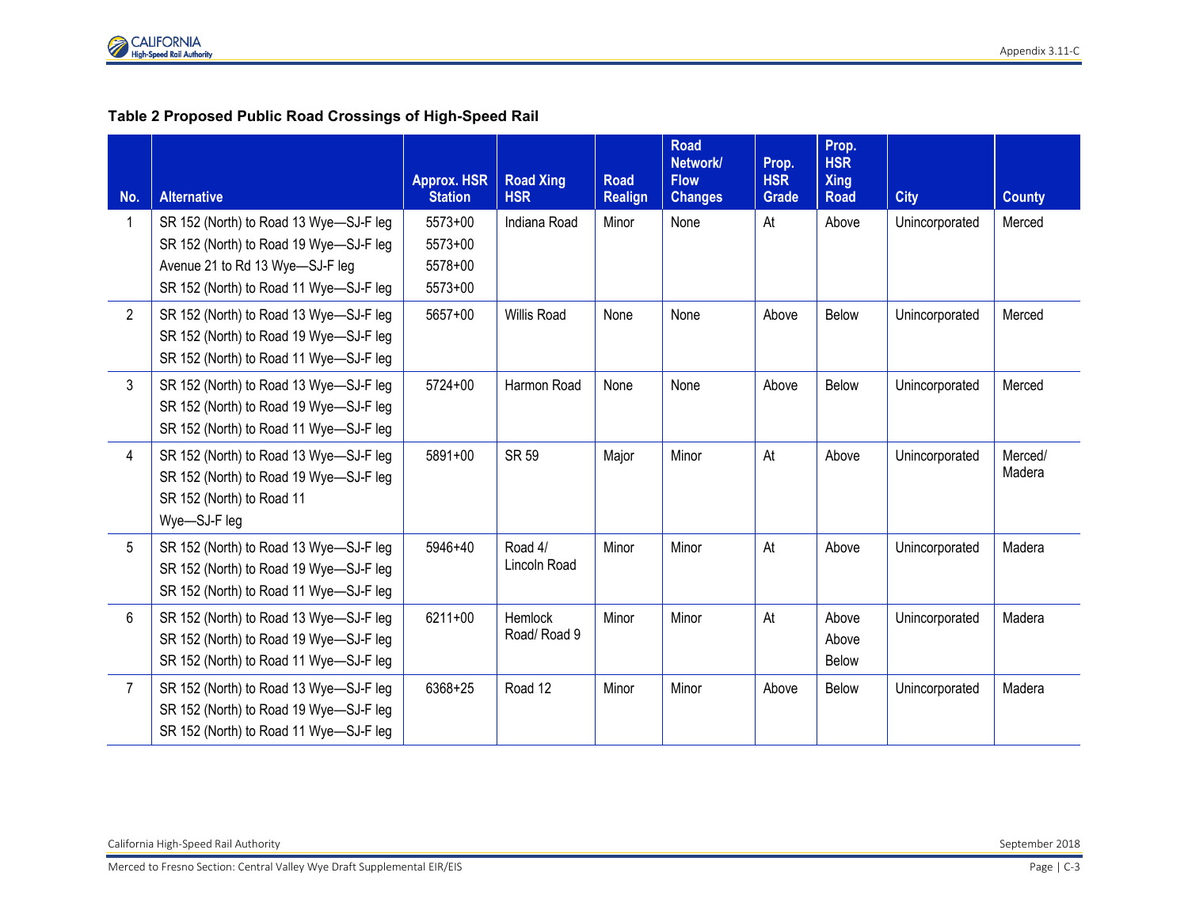**Table 2 Proposed Public Road Crossings of High-Speed Rail**

| No. | Alternative | Approx. HSR Station | Road Xing HSR | Road Realign | Road Network/ Flow Changes | Prop. HSR Grade | Prop. HSR Xing Road | City | County |
|---|---|---|---|---|---|---|---|---|---|
| 1 | SR 152 (North) to Road 13 Wye—SJ-F leg<br>SR 152 (North) to Road 19 Wye—SJ-F leg<br>Avenue 21 to Rd 13 Wye—SJ-F leg<br>SR 152 (North) to Road 11 Wye—SJ-F leg | 5573+00<br>5573+00<br>5578+00<br>5573+00 | Indiana Road | Minor | None | At | Above | Unincorporated | Merced |
| 2 | SR 152 (North) to Road 13 Wye—SJ-F leg<br>SR 152 (North) to Road 19 Wye—SJ-F leg<br>SR 152 (North) to Road 11 Wye—SJ-F leg | 5657+00 | Willis Road | None | None | Above | Below | Unincorporated | Merced |
| 3 | SR 152 (North) to Road 13 Wye—SJ-F leg<br>SR 152 (North) to Road 19 Wye—SJ-F leg<br>SR 152 (North) to Road 11 Wye—SJ-F leg | 5724+00 | Harmon Road | None | None | Above | Below | Unincorporated | Merced |
| 4 | SR 152 (North) to Road 13 Wye—SJ-F leg<br>SR 152 (North) to Road 19 Wye—SJ-F leg<br>SR 152 (North) to Road 11 Wye—SJ-F leg | 5891+00 | SR 59 | Major | Minor | At | Above | Unincorporated | Merced/ Madera |
| 5 | SR 152 (North) to Road 13 Wye—SJ-F leg<br>SR 152 (North) to Road 19 Wye—SJ-F leg<br>SR 152 (North) to Road 11 Wye—SJ-F leg | 5946+40 | Road 4/ Lincoln Road | Minor | Minor | At | Above | Unincorporated | Madera |
| 6 | SR 152 (North) to Road 13 Wye—SJ-F leg<br>SR 152 (North) to Road 19 Wye—SJ-F leg<br>SR 152 (North) to Road 11 Wye—SJ-F leg | 6211+00 | Hemlock Road/ Road 9 | Minor | Minor | At | Above<br>Above<br>Below | Unincorporated | Madera |
| 7 | SR 152 (North) to Road 13 Wye—SJ-F leg<br>SR 152 (North) to Road 19 Wye—SJ-F leg<br>SR 152 (North) to Road 11 Wye—SJ-F leg | 6368+25 | Road 12 | Minor | Minor | Above | Below | Unincorporated | Madera |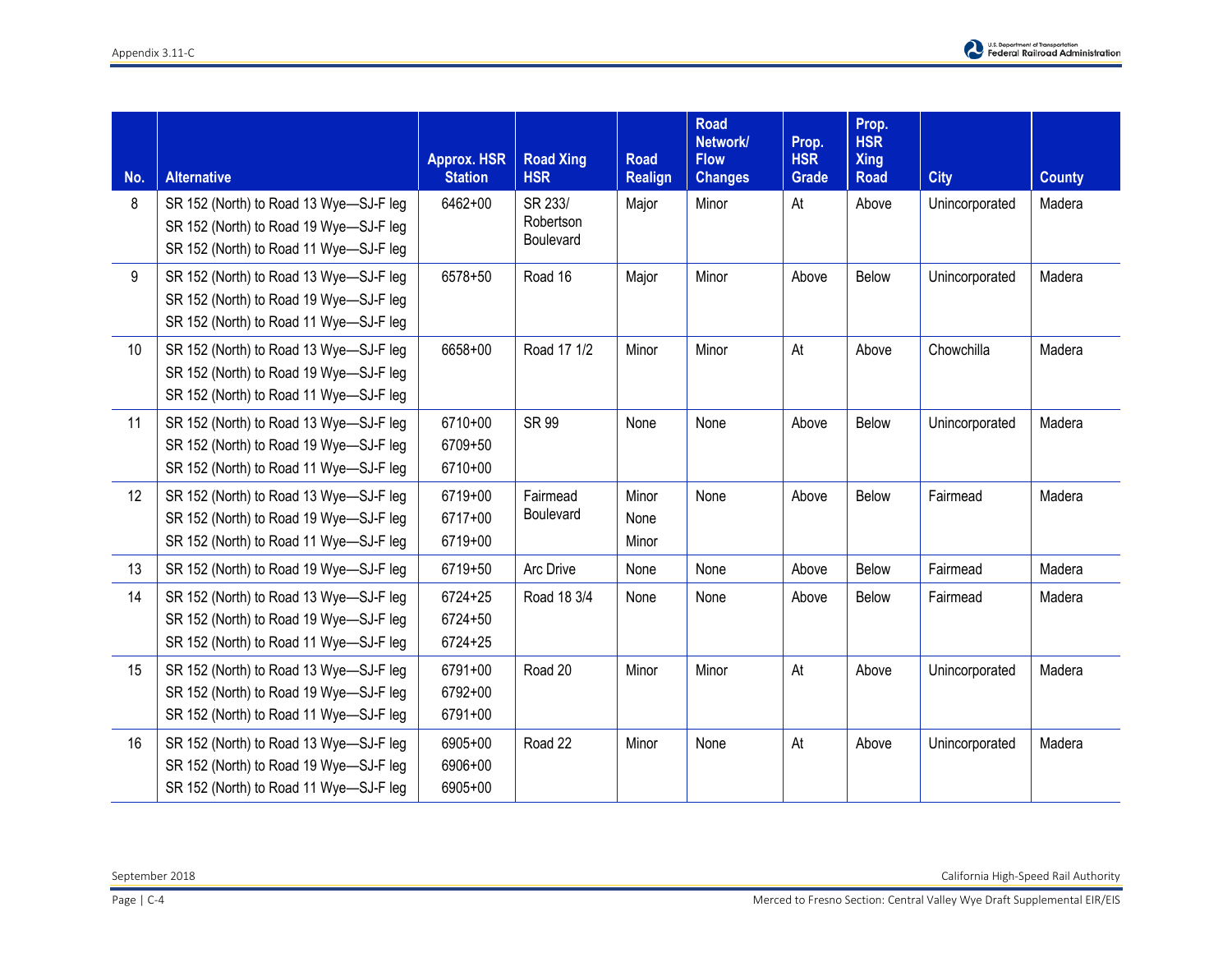| No. | Alternative | Approx. HSR Station | Road Xing HSR | Road Realign | Road Network/ Flow Changes | Prop. HSR Grade | Prop. HSR Xing Road | City | County |
|---|---|---|---|---|---|---|---|---|---|
| 8 | SR 152 (North) to Road 13 Wye—SJ-F leg<br>SR 152 (North) to Road 19 Wye—SJ-F leg<br>SR 152 (North) to Road 11 Wye—SJ-F leg | 6462+00 | SR 233/ Robertson Boulevard | Major | Minor | At | Above | Unincorporated | Madera |
| 9 | SR 152 (North) to Road 13 Wye—SJ-F leg<br>SR 152 (North) to Road 19 Wye—SJ-F leg<br>SR 152 (North) to Road 11 Wye—SJ-F leg | 6578+50 | Road 16 | Major | Minor | Above | Below | Unincorporated | Madera |
| 10 | SR 152 (North) to Road 13 Wye—SJ-F leg<br>SR 152 (North) to Road 19 Wye—SJ-F leg<br>SR 152 (North) to Road 11 Wye—SJ-F leg | 6658+00 | Road 17 1/2 | Minor | Minor | At | Above | Chowchilla | Madera |
| 11 | SR 152 (North) to Road 13 Wye—SJ-F leg<br>SR 152 (North) to Road 19 Wye—SJ-F leg<br>SR 152 (North) to Road 11 Wye—SJ-F leg | 6710+00<br>6709+50<br>6710+00 | SR 99 | None | None | Above | Below | Unincorporated | Madera |
| 12 | SR 152 (North) to Road 13 Wye—SJ-F leg<br>SR 152 (North) to Road 19 Wye—SJ-F leg<br>SR 152 (North) to Road 11 Wye—SJ-F leg | 6719+00<br>6717+00<br>6719+00 | Fairmead Boulevard | Minor<br>None<br>Minor | None | Above | Below | Fairmead | Madera |
| 13 | SR 152 (North) to Road 19 Wye—SJ-F leg | 6719+50 | Arc Drive | None | None | Above | Below | Fairmead | Madera |
| 14 | SR 152 (North) to Road 13 Wye—SJ-F leg<br>SR 152 (North) to Road 19 Wye—SJ-F leg<br>SR 152 (North) to Road 11 Wye—SJ-F leg | 6724+25<br>6724+50<br>6724+25 | Road 18 3/4 | None | None | Above | Below | Fairmead | Madera |
| 15 | SR 152 (North) to Road 13 Wye—SJ-F leg<br>SR 152 (North) to Road 19 Wye—SJ-F leg<br>SR 152 (North) to Road 11 Wye—SJ-F leg | 6791+00<br>6792+00<br>6791+00 | Road 20 | Minor | Minor | At | Above | Unincorporated | Madera |
| 16 | SR 152 (North) to Road 13 Wye—SJ-F leg<br>SR 152 (North) to Road 19 Wye—SJ-F leg<br>SR 152 (North) to Road 11 Wye—SJ-F leg | 6905+00<br>6906+00<br>6905+00 | Road 22 | Minor | None | At | Above | Unincorporated | Madera |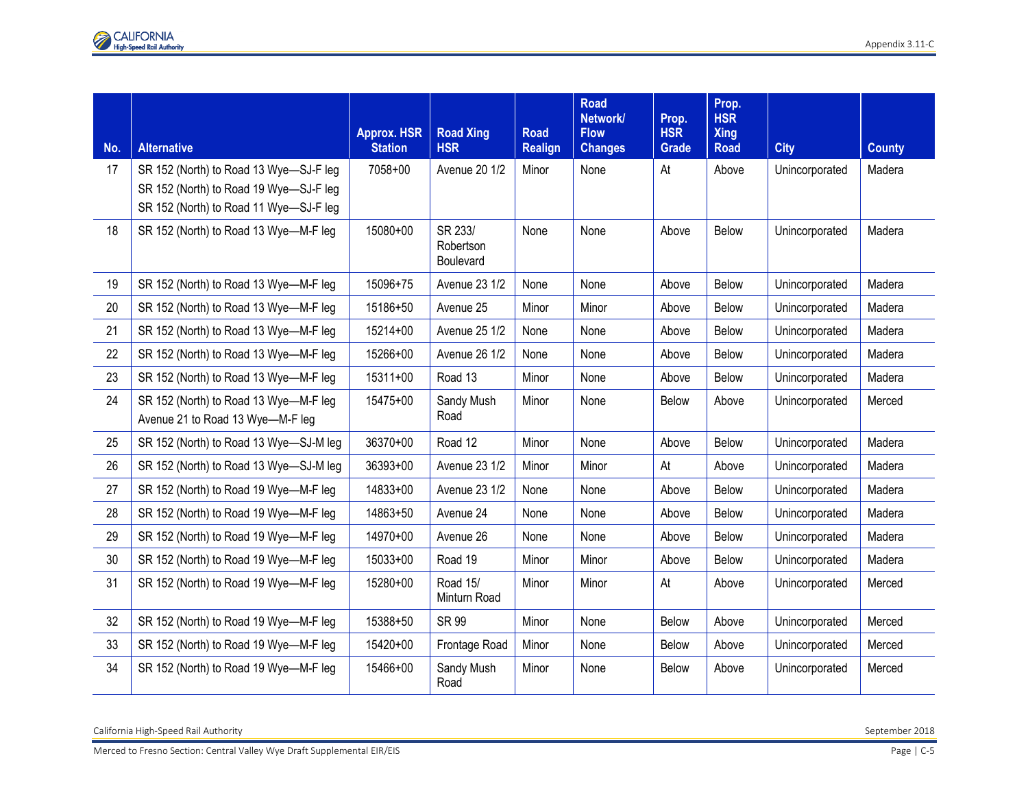| No. | Alternative | Approx. HSR Station | Road Xing HSR | Road Realign | Road Network/ Flow Changes | Prop. HSR Grade | Prop. HSR Xing Road | City | County |
|---|---|---|---|---|---|---|---|---|---|
| 17 | SR 152 (North) to Road 13 Wye—SJ-F leg<br>SR 152 (North) to Road 19 Wye—SJ-F leg<br>SR 152 (North) to Road 11 Wye—SJ-F leg | 7058+00 | Avenue 20 1/2 | Minor | None | At | Above | Unincorporated | Madera |
| 18 | SR 152 (North) to Road 13 Wye—M-F leg | 15080+00 | SR 233/ Robertson Boulevard | None | None | Above | Below | Unincorporated | Madera |
| 19 | SR 152 (North) to Road 13 Wye—M-F leg | 15096+75 | Avenue 23 1/2 | None | None | Above | Below | Unincorporated | Madera |
| 20 | SR 152 (North) to Road 13 Wye—M-F leg | 15186+50 | Avenue 25 | Minor | Minor | Above | Below | Unincorporated | Madera |
| 21 | SR 152 (North) to Road 13 Wye—M-F leg | 15214+00 | Avenue 25 1/2 | None | None | Above | Below | Unincorporated | Madera |
| 22 | SR 152 (North) to Road 13 Wye—M-F leg | 15266+00 | Avenue 26 1/2 | None | None | Above | Below | Unincorporated | Madera |
| 23 | SR 152 (North) to Road 13 Wye—M-F leg | 15311+00 | Road 13 | Minor | None | Above | Below | Unincorporated | Madera |
| 24 | SR 152 (North) to Road 13 Wye—M-F leg<br>Avenue 21 to Road 13 Wye—M-F leg | 15475+00 | Sandy Mush Road | Minor | None | Below | Above | Unincorporated | Merced |
| 25 | SR 152 (North) to Road 13 Wye—SJ-M leg | 36370+00 | Road 12 | Minor | None | Above | Below | Unincorporated | Madera |
| 26 | SR 152 (North) to Road 13 Wye—SJ-M leg | 36393+00 | Avenue 23 1/2 | Minor | Minor | At | Above | Unincorporated | Madera |
| 27 | SR 152 (North) to Road 19 Wye—M-F leg | 14833+00 | Avenue 23 1/2 | None | None | Above | Below | Unincorporated | Madera |
| 28 | SR 152 (North) to Road 19 Wye—M-F leg | 14863+50 | Avenue 24 | None | None | Above | Below | Unincorporated | Madera |
| 29 | SR 152 (North) to Road 19 Wye—M-F leg | 14970+00 | Avenue 26 | None | None | Above | Below | Unincorporated | Madera |
| 30 | SR 152 (North) to Road 19 Wye—M-F leg | 15033+00 | Road 19 | Minor | Minor | Above | Below | Unincorporated | Madera |
| 31 | SR 152 (North) to Road 19 Wye—M-F leg | 15280+00 | Road 15/ Minturn Road | Minor | Minor | At | Above | Unincorporated | Merced |
| 32 | SR 152 (North) to Road 19 Wye—M-F leg | 15388+50 | SR 99 | Minor | None | Below | Above | Unincorporated | Merced |
| 33 | SR 152 (North) to Road 19 Wye—M-F leg | 15420+00 | Frontage Road | Minor | None | Below | Above | Unincorporated | Merced |
| 34 | SR 152 (North) to Road 19 Wye—M-F leg | 15466+00 | Sandy Mush Road | Minor | None | Below | Above | Unincorporated | Merced |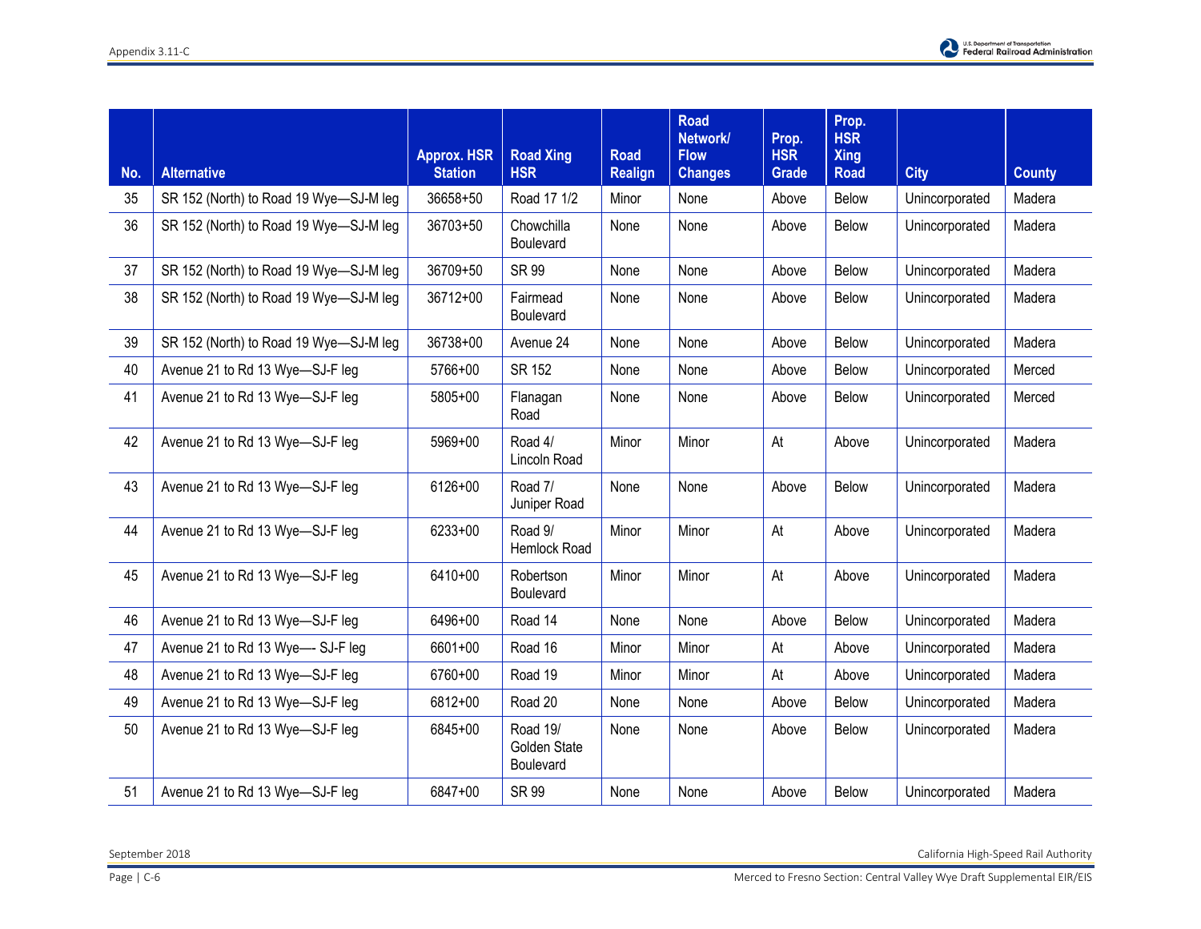| No. | Alternative | Approx. HSR Station | Road Xing HSR | Road Realign | Road Network/ Flow Changes | Prop. HSR Grade | Prop. HSR Xing Road | City | County |
|---|---|---|---|---|---|---|---|---|---|
| 35 | SR 152 (North) to Road 19 Wye—SJ-M leg | 36658+50 | Road 17 1/2 | Minor | None | Above | Below | Unincorporated | Madera |
| 36 | SR 152 (North) to Road 19 Wye—SJ-M leg | 36703+50 | Chowchilla Boulevard | None | None | Above | Below | Unincorporated | Madera |
| 37 | SR 152 (North) to Road 19 Wye—SJ-M leg | 36709+50 | SR 99 | None | None | Above | Below | Unincorporated | Madera |
| 38 | SR 152 (North) to Road 19 Wye—SJ-M leg | 36712+00 | Fairmead Boulevard | None | None | Above | Below | Unincorporated | Madera |
| 39 | SR 152 (North) to Road 19 Wye—SJ-M leg | 36738+00 | Avenue 24 | None | None | Above | Below | Unincorporated | Madera |
| 40 | Avenue 21 to Rd 13 Wye—SJ-F leg | 5766+00 | SR 152 | None | None | Above | Below | Unincorporated | Merced |
| 41 | Avenue 21 to Rd 13 Wye—SJ-F leg | 5805+00 | Flanagan Road | None | None | Above | Below | Unincorporated | Merced |
| 42 | Avenue 21 to Rd 13 Wye—SJ-F leg | 5969+00 | Road 4/ Lincoln Road | Minor | Minor | At | Above | Unincorporated | Madera |
| 43 | Avenue 21 to Rd 13 Wye—SJ-F leg | 6126+00 | Road 7/ Juniper Road | None | None | Above | Below | Unincorporated | Madera |
| 44 | Avenue 21 to Rd 13 Wye—SJ-F leg | 6233+00 | Road 9/ Hemlock Road | Minor | Minor | At | Above | Unincorporated | Madera |
| 45 | Avenue 21 to Rd 13 Wye—SJ-F leg | 6410+00 | Robertson Boulevard | Minor | Minor | At | Above | Unincorporated | Madera |
| 46 | Avenue 21 to Rd 13 Wye—SJ-F leg | 6496+00 | Road 14 | None | None | Above | Below | Unincorporated | Madera |
| 47 | Avenue 21 to Rd 13 Wye—- SJ-F leg | 6601+00 | Road 16 | Minor | Minor | At | Above | Unincorporated | Madera |
| 48 | Avenue 21 to Rd 13 Wye—SJ-F leg | 6760+00 | Road 19 | Minor | Minor | At | Above | Unincorporated | Madera |
| 49 | Avenue 21 to Rd 13 Wye—SJ-F leg | 6812+00 | Road 20 | None | None | Above | Below | Unincorporated | Madera |
| 50 | Avenue 21 to Rd 13 Wye—SJ-F leg | 6845+00 | Road 19/ Golden State Boulevard | None | None | Above | Below | Unincorporated | Madera |
| 51 | Avenue 21 to Rd 13 Wye—SJ-F leg | 6847+00 | SR 99 | None | None | Above | Below | Unincorporated | Madera |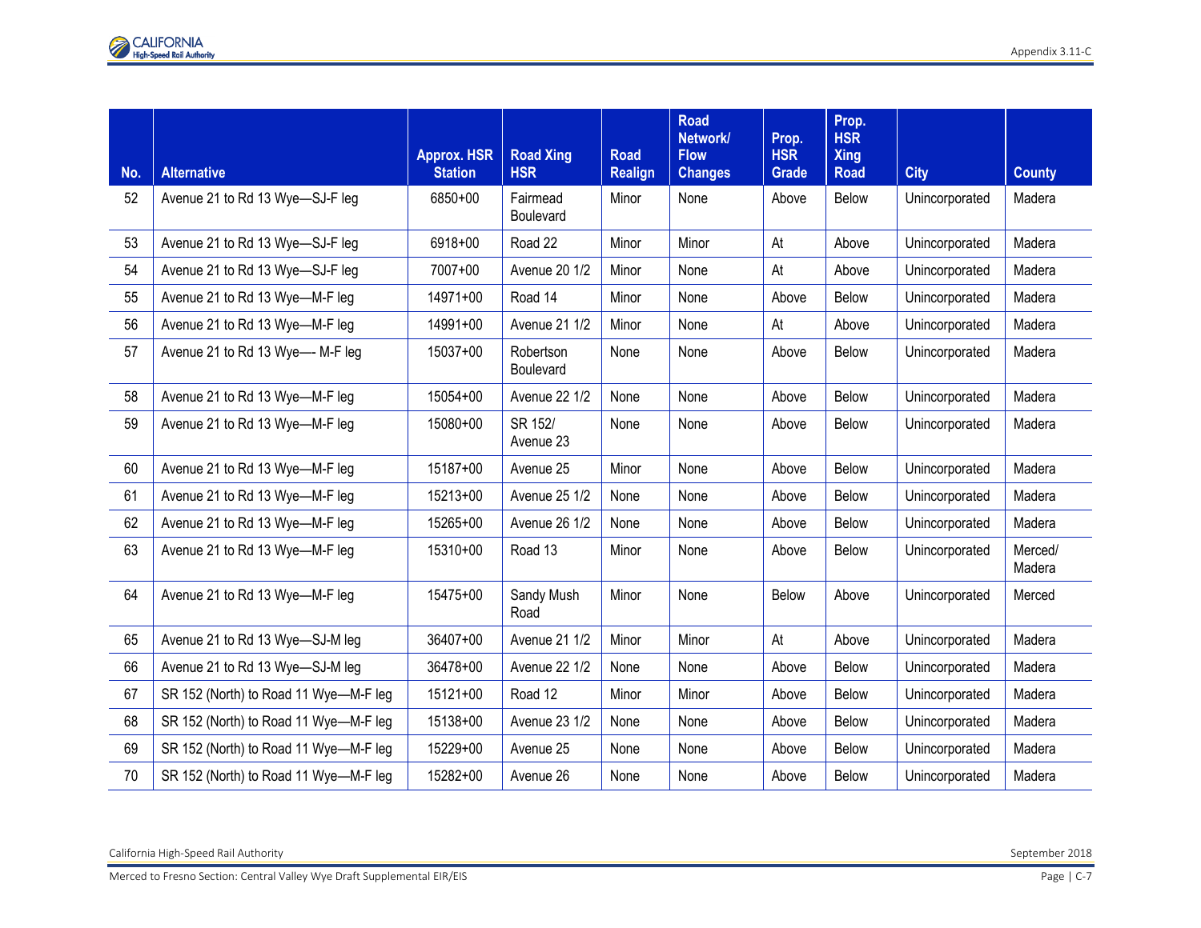| No. | Alternative | Approx. HSR Station | Road Xing HSR | Road Realign | Road Network/ Flow Changes | Prop. HSR Grade | Prop. HSR Xing Road | City | County |
|---|---|---|---|---|---|---|---|---|---|
| 52 | Avenue 21 to Rd 13 Wye—SJ-F leg | 6850+00 | Fairmead Boulevard | Minor | None | Above | Below | Unincorporated | Madera |
| 53 | Avenue 21 to Rd 13 Wye—SJ-F leg | 6918+00 | Road 22 | Minor | Minor | At | Above | Unincorporated | Madera |
| 54 | Avenue 21 to Rd 13 Wye—SJ-F leg | 7007+00 | Avenue 20 1/2 | Minor | None | At | Above | Unincorporated | Madera |
| 55 | Avenue 21 to Rd 13 Wye—M-F leg | 14971+00 | Road 14 | Minor | None | Above | Below | Unincorporated | Madera |
| 56 | Avenue 21 to Rd 13 Wye—M-F leg | 14991+00 | Avenue 21 1/2 | Minor | None | At | Above | Unincorporated | Madera |
| 57 | Avenue 21 to Rd 13 Wye—- M-F leg | 15037+00 | Robertson Boulevard | None | None | Above | Below | Unincorporated | Madera |
| 58 | Avenue 21 to Rd 13 Wye—M-F leg | 15054+00 | Avenue 22 1/2 | None | None | Above | Below | Unincorporated | Madera |
| 59 | Avenue 21 to Rd 13 Wye—M-F leg | 15080+00 | SR 152/ Avenue 23 | None | None | Above | Below | Unincorporated | Madera |
| 60 | Avenue 21 to Rd 13 Wye—M-F leg | 15187+00 | Avenue 25 | Minor | None | Above | Below | Unincorporated | Madera |
| 61 | Avenue 21 to Rd 13 Wye—M-F leg | 15213+00 | Avenue 25 1/2 | None | None | Above | Below | Unincorporated | Madera |
| 62 | Avenue 21 to Rd 13 Wye—M-F leg | 15265+00 | Avenue 26 1/2 | None | None | Above | Below | Unincorporated | Madera |
| 63 | Avenue 21 to Rd 13 Wye—M-F leg | 15310+00 | Road 13 | Minor | None | Above | Below | Unincorporated | Merced/ Madera |
| 64 | Avenue 21 to Rd 13 Wye—M-F leg | 15475+00 | Sandy Mush Road | Minor | None | Below | Above | Unincorporated | Merced |
| 65 | Avenue 21 to Rd 13 Wye—SJ-M leg | 36407+00 | Avenue 21 1/2 | Minor | Minor | At | Above | Unincorporated | Madera |
| 66 | Avenue 21 to Rd 13 Wye—SJ-M leg | 36478+00 | Avenue 22 1/2 | None | None | Above | Below | Unincorporated | Madera |
| 67 | SR 152 (North) to Road 11 Wye—M-F leg | 15121+00 | Road 12 | Minor | Minor | Above | Below | Unincorporated | Madera |
| 68 | SR 152 (North) to Road 11 Wye—M-F leg | 15138+00 | Avenue 23 1/2 | None | None | Above | Below | Unincorporated | Madera |
| 69 | SR 152 (North) to Road 11 Wye—M-F leg | 15229+00 | Avenue 25 | None | None | Above | Below | Unincorporated | Madera |
| 70 | SR 152 (North) to Road 11 Wye—M-F leg | 15282+00 | Avenue 26 | None | None | Above | Below | Unincorporated | Madera |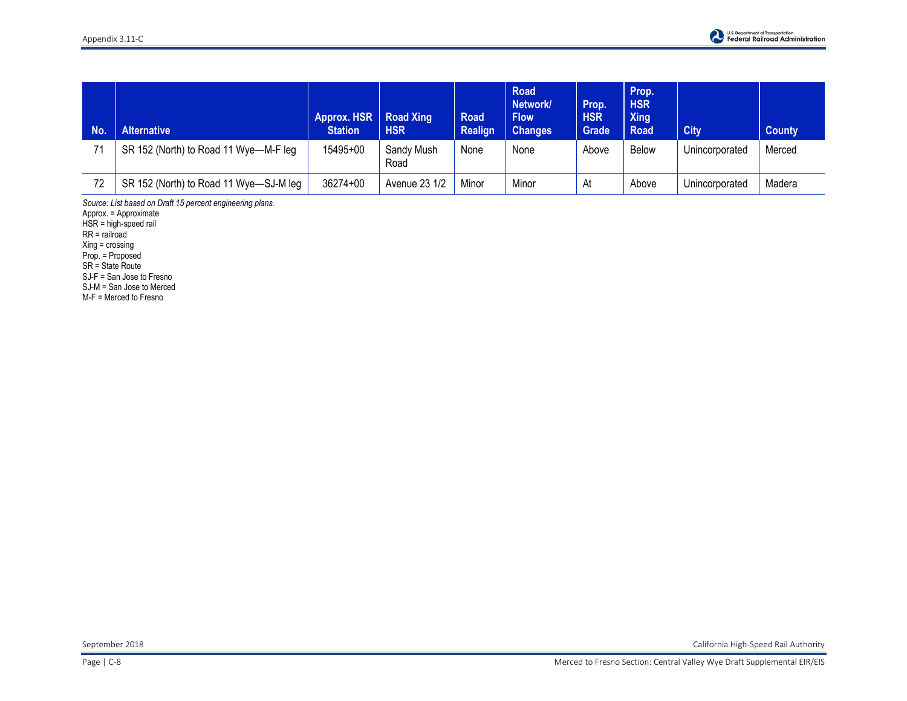| No. | Alternative | Approx. HSR Station | Road Xing HSR | Road Realign | Road Network/ Flow Changes | Prop. HSR Grade | Prop. HSR Xing Road | City | County |
|---|---|---|---|---|---|---|---|---|---|
| 71 | SR 152 (North) to Road 11 Wye—M-F leg | 15495+00 | Sandy Mush Road | None | None | Above | Below | Unincorporated | Merced |
| 72 | SR 152 (North) to Road 11 Wye—SJ-M leg | 36274+00 | Avenue 23 1/2 | Minor | Minor | At | Above | Unincorporated | Madera |

*Source: List based on Draft 15 percent engineering plans.*

Approx. = Approximate

HSR = high-speed rail

RR = railroad

Xing = crossing

Prop. = Proposed

SR = State Route

SJ-F = San Jose to Fresno

SJ-M = San Jose to Merced

M-F = Merced to Fresno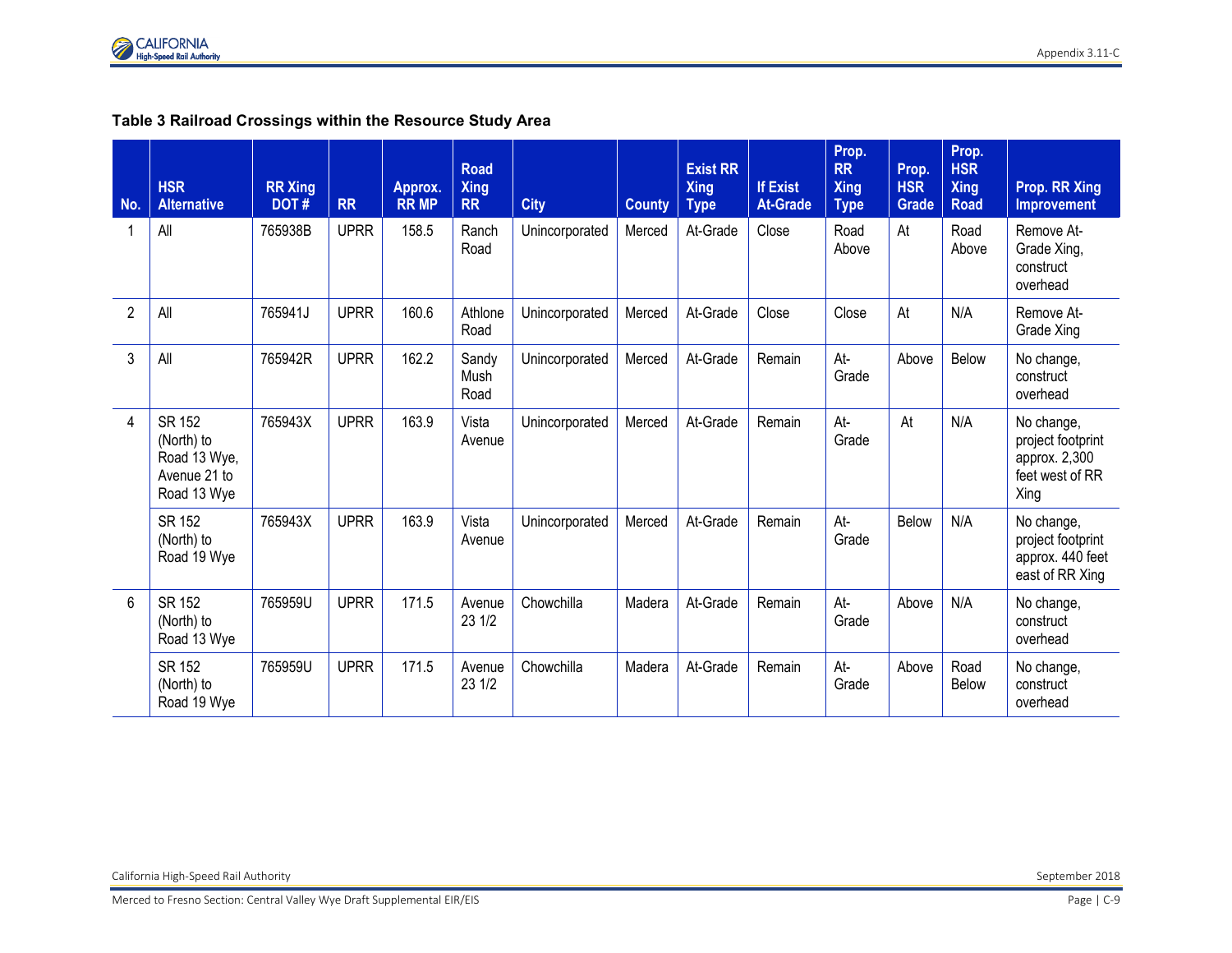**Table 3 Railroad Crossings within the Resource Study Area**

| No. | HSR Alternative | RR Xing DOT # | RR | Approx. RR MP | Road Xing RR | City | County | Exist RR Xing Type | If Exist At-Grade | Prop. RR Xing Type | Prop. HSR Grade | Prop. HSR Xing Road | Prop. RR Xing Improvement |
|---|---|---|---|---|---|---|---|---|---|---|---|---|---|
| 1 | All | 765938B | UPRR | 158.5 | Ranch Road | Unincorporated | Merced | At-Grade | Close | Road Above | At | Road Above | Remove At-Grade Xing, construct overhead |
| 2 | All | 765941J | UPRR | 160.6 | Athlone Road | Unincorporated | Merced | At-Grade | Close | Close | At | N/A | Remove At-Grade Xing |
| 3 | All | 765942R | UPRR | 162.2 | Sandy Mush Road | Unincorporated | Merced | At-Grade | Remain | At-Grade | Above | Below | No change, construct overhead |
| 4 | SR 152 (North) to Road 13 Wye, Avenue 21 to Road 13 Wye | 765943X | UPRR | 163.9 | Vista Avenue | Unincorporated | Merced | At-Grade | Remain | At-Grade | At | N/A | No change, project footprint approx. 2,300 feet west of RR Xing |
| | SR 152 (North) to Road 19 Wye | 765943X | UPRR | 163.9 | Vista Avenue | Unincorporated | Merced | At-Grade | Remain | At-Grade | Below | N/A | No change, project footprint approx. 440 feet east of RR Xing |
| 6 | SR 152 (North) to Road 13 Wye | 765959U | UPRR | 171.5 | Avenue 23 1/2 | Chowchilla | Madera | At-Grade | Remain | At-Grade | Above | N/A | No change, construct overhead |
| | SR 152 (North) to Road 19 Wye | 765959U | UPRR | 171.5 | Avenue 23 1/2 | Chowchilla | Madera | At-Grade | Remain | At-Grade | Above | Road Below | No change, construct overhead |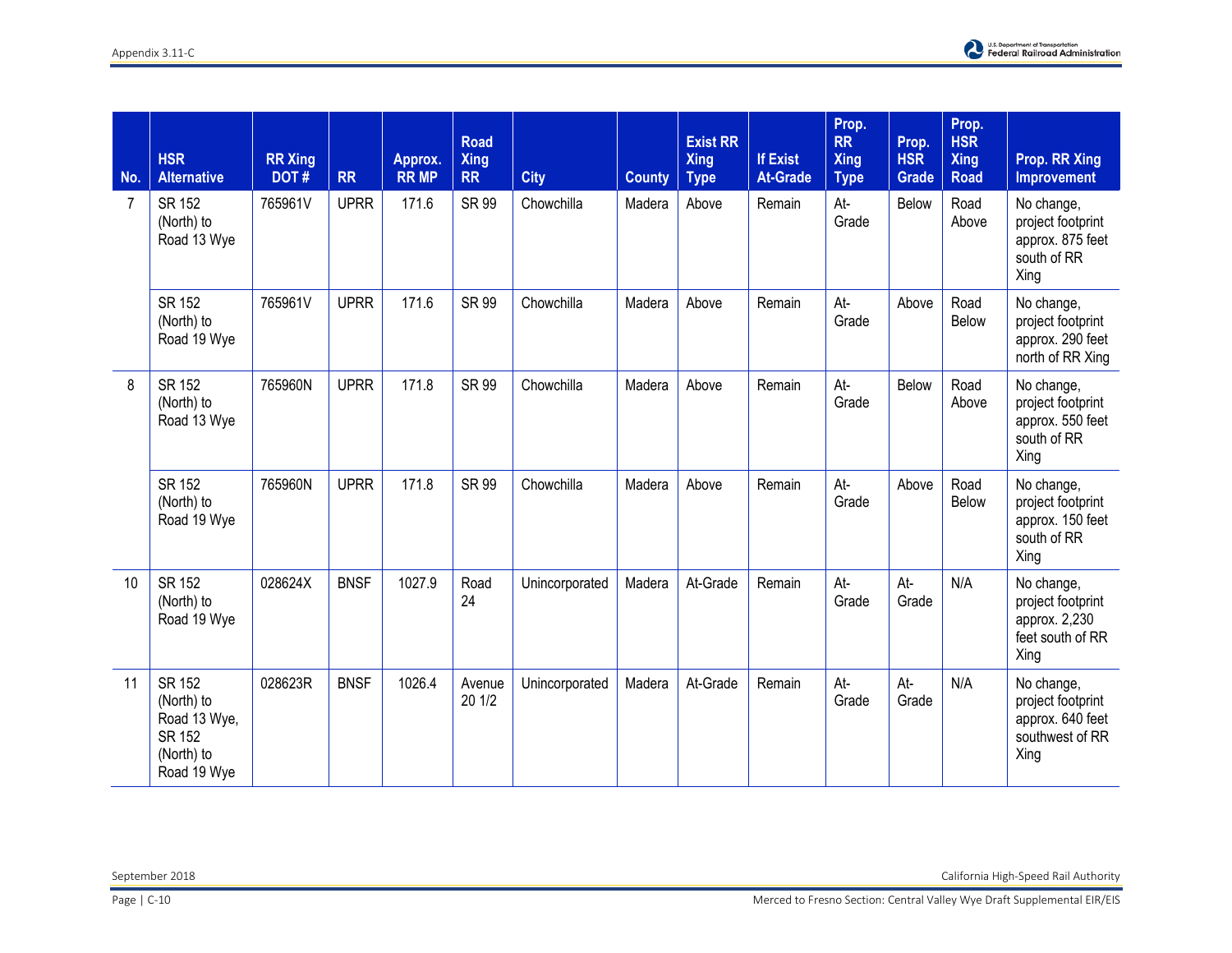| No. | HSR Alternative | RR Xing DOT # | RR | Approx. RR MP | Road Xing RR | City | County | Exist RR Xing Type | If Exist At-Grade | Prop. RR Xing Type | Prop. HSR Grade | Prop. HSR Xing Road | Prop. RR Xing Improvement |
|---|---|---|---|---|---|---|---|---|---|---|---|---|---|
| 7 | SR 152 (North) to Road 13 Wye | 765961V | UPRR | 171.6 | SR 99 | Chowchilla | Madera | Above | Remain | At-Grade | Below | Road Above | No change, project footprint approx. 875 feet south of RR Xing |
| | SR 152 (North) to Road 19 Wye | 765961V | UPRR | 171.6 | SR 99 | Chowchilla | Madera | Above | Remain | At-Grade | Above | Road Below | No change, project footprint approx. 290 feet north of RR Xing |
| 8 | SR 152 (North) to Road 13 Wye | 765960N | UPRR | 171.8 | SR 99 | Chowchilla | Madera | Above | Remain | At-Grade | Below | Road Above | No change, project footprint approx. 550 feet south of RR Xing |
| | SR 152 (North) to Road 19 Wye | 765960N | UPRR | 171.8 | SR 99 | Chowchilla | Madera | Above | Remain | At-Grade | Above | Road Below | No change, project footprint approx. 150 feet south of RR Xing |
| 10 | SR 152 (North) to Road 19 Wye | 028624X | BNSF | 1027.9 | Road 24 | Unincorporated | Madera | At-Grade | Remain | At-Grade | At-Grade | N/A | No change, project footprint approx. 2,230 feet south of RR Xing |
| 11 | SR 152 (North) to Road 13 Wye, SR 152 (North) to Road 19 Wye | 028623R | BNSF | 1026.4 | Avenue 20 1/2 | Unincorporated | Madera | At-Grade | Remain | At-Grade | At-Grade | N/A | No change, project footprint approx. 640 feet southwest of RR Xing |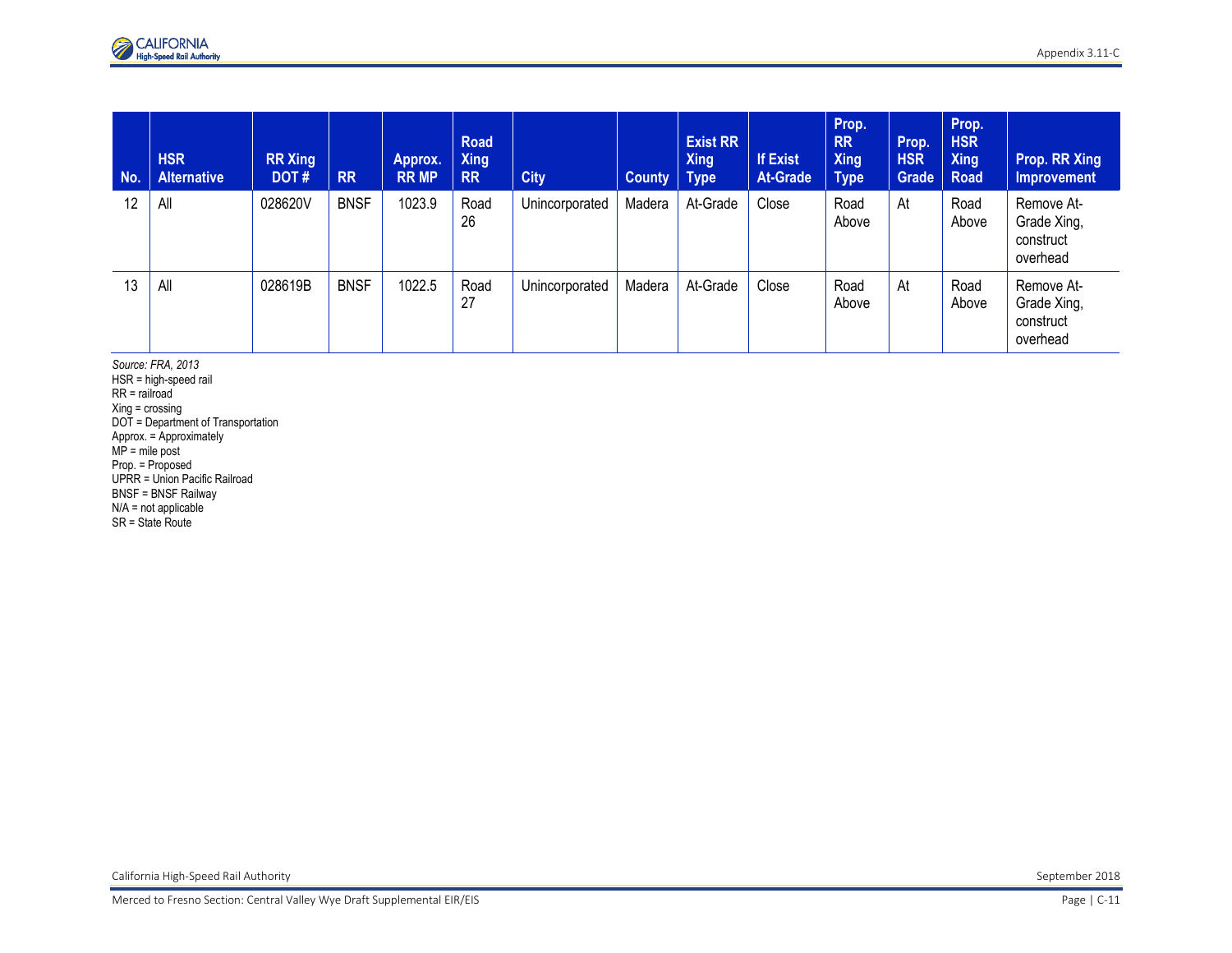| No. | HSR Alternative | RR Xing DOT # | RR | Approx. RR MP | Road Xing RR | City | County | Exist RR Xing Type | If Exist At-Grade | Prop. RR Xing Type | Prop. HSR Grade | Prop. HSR Xing Road | Prop. RR Xing Improvement |
|---|---|---|---|---|---|---|---|---|---|---|---|---|---|
| 12 | All | 028620V | BNSF | 1023.9 | Road 26 | Unincorporated | Madera | At-Grade | Close | Road Above | At | Road Above | Remove At-Grade Xing, construct overhead |
| 13 | All | 028619B | BNSF | 1022.5 | Road 27 | Unincorporated | Madera | At-Grade | Close | Road Above | At | Road Above | Remove At-Grade Xing, construct overhead |

*Source: FRA, 2013*

HSR = high-speed rail
RR = railroad
Xing = crossing
DOT = Department of Transportation
Approx. = Approximately
MP = mile post
Prop. = Proposed
UPRR = Union Pacific Railroad
BNSF = BNSF Railway
N/A = not applicable
SR = State Route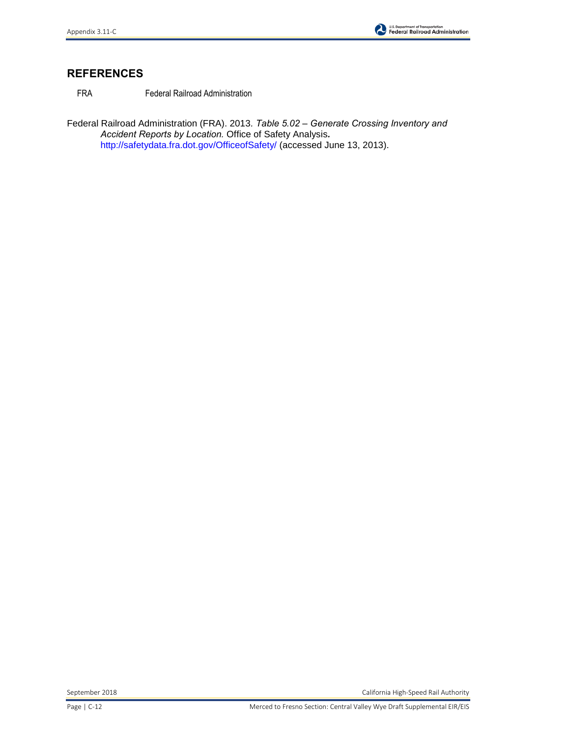## REFERENCES

FRA Federal Railroad Administration

Federal Railroad Administration (FRA). 2013. *Table 5.02 – Generate Crossing Inventory and Accident Reports by Location.* Office of Safety Analysis. http://safetydata.fra.dot.gov/OfficeofSafety/ (accessed June 13, 2013).